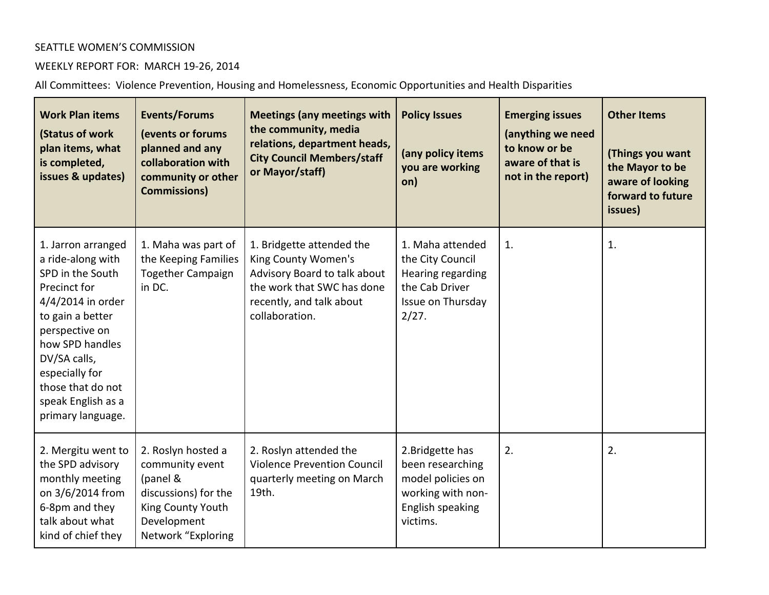SEATTLE WOMEN'S COMMISSION

WEEKLY REPORT FOR: MARCH 19-26, 2014

All Committees: Violence Prevention, Housing and Homelessness, Economic Opportunities and Health Disparities

| **Work Plan items (Status of work plan items, what is completed, issues & updates)** | **Events/Forums (events or forums planned and any collaboration with community or other Commissions)** | **Meetings (any meetings with the community, media relations, department heads, City Council Members/staff or Mayor/staff)** | **Policy Issues (any policy items you are working on)** | **Emerging issues (anything we need to know or be aware of that is not in the report)** | **Other Items (Things you want the Mayor to be aware of looking forward to future issues)** |
|---|---|---|---|---|---|
| 1. Jarron arranged a ride-along with SPD in the South Precinct for 4/4/2014 in order to gain a better perspective on how SPD handles DV/SA calls, especially for those that do not speak English as a primary language. | 1. Maha was part of the Keeping Families Together Campaign in DC. | 1. Bridgette attended the King County Women's Advisory Board to talk about the work that SWC has done recently, and talk about collaboration. | 1. Maha attended the City Council Hearing regarding the Cab Driver Issue on Thursday 2/27. | 1. | 1. |
| 2. Mergitu went to the SPD advisory monthly meeting on 3/6/2014 from 6-8pm and they talk about what kind of chief they | 2. Roslyn hosted a community event (panel & discussions) for the King County Youth Development Network "Exploring | 2. Roslyn attended the Violence Prevention Council quarterly meeting on March 19th. | 2.Bridgette has been researching model policies on working with non-English speaking victims. | 2. | 2. |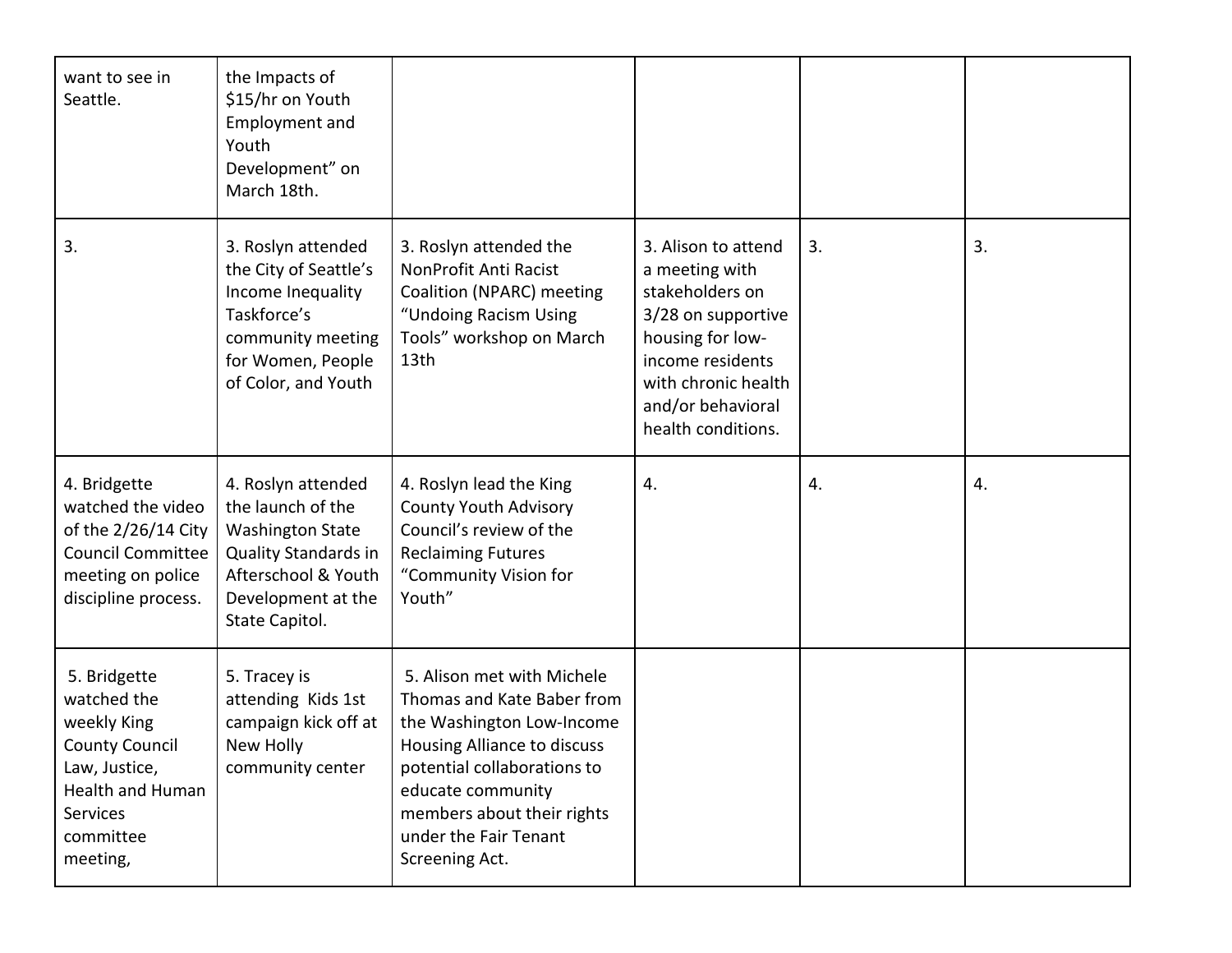| | | | | | |
|---|---|---|---|---|---|
| want to see in Seattle. | the Impacts of $15/hr on Youth Employment and Youth Development" on March 18th. | | | | |
| 3. | 3. Roslyn attended the City of Seattle's Income Inequality Taskforce's community meeting for Women, People of Color, and Youth | 3. Roslyn attended the NonProfit Anti Racist Coalition (NPARC) meeting "Undoing Racism Using Tools" workshop on March 13th | 3. Alison to attend a meeting with stakeholders on 3/28 on supportive housing for low-income residents with chronic health and/or behavioral health conditions. | 3. | 3. |
| 4. Bridgette watched the video of the 2/26/14 City Council Committee meeting on police discipline process. | 4. Roslyn attended the launch of the Washington State Quality Standards in Afterschool & Youth Development at the State Capitol. | 4. Roslyn lead the King County Youth Advisory Council's review of the Reclaiming Futures "Community Vision for Youth" | 4. | 4. | 4. |
| 5. Bridgette watched the weekly King County Council Law, Justice, Health and Human Services committee meeting, | 5. Tracey is attending Kids 1st campaign kick off at New Holly community center | 5. Alison met with Michele Thomas and Kate Baber from the Washington Low-Income Housing Alliance to discuss potential collaborations to educate community members about their rights under the Fair Tenant Screening Act. | | | |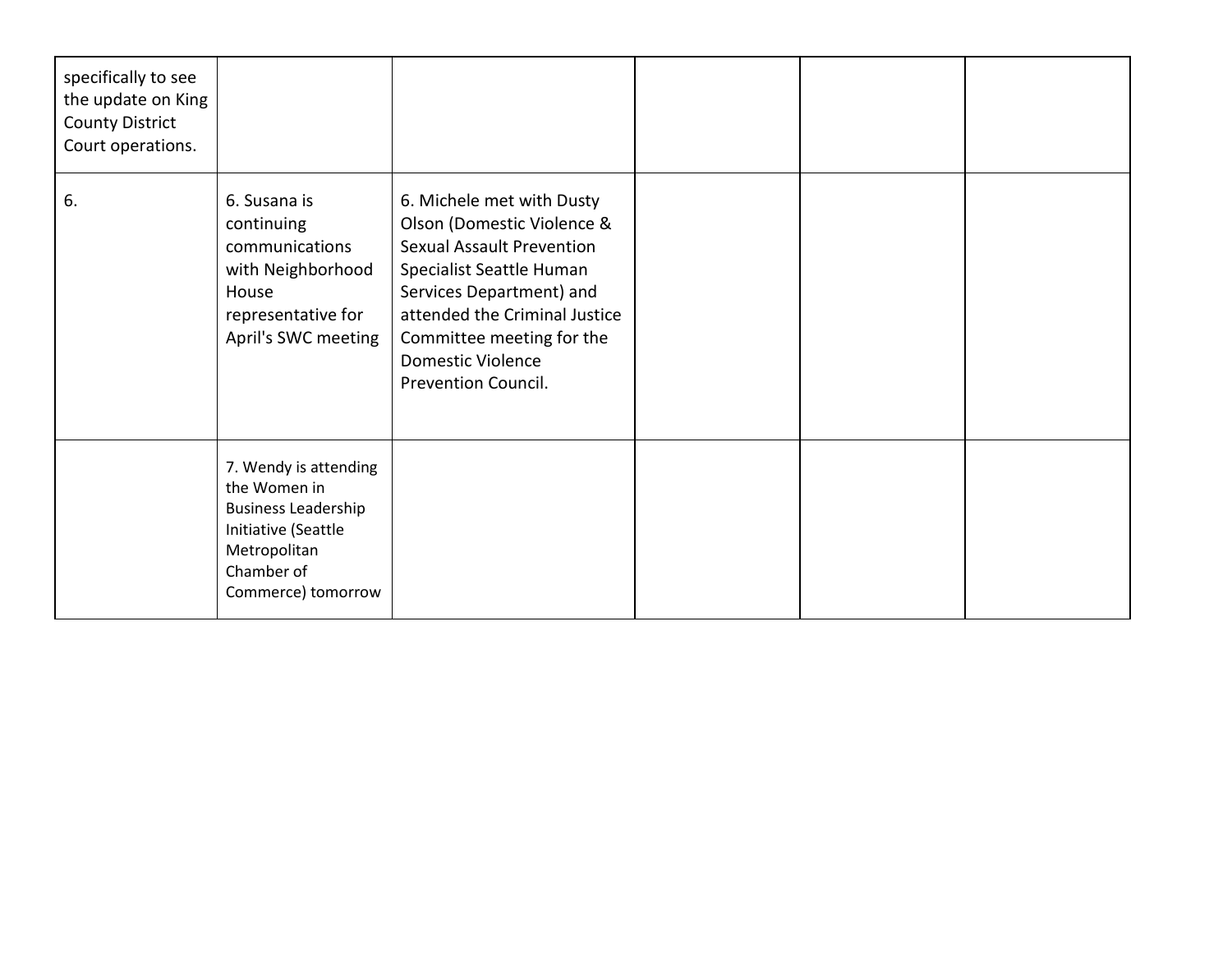| | | | | | |
|---|---|---|---|---|---|
| specifically to see the update on King County District Court operations. | | | | | |
| 6. | 6. Susana is continuing communications with Neighborhood House representative for April's SWC meeting | 6. Michele met with Dusty Olson (Domestic Violence & Sexual Assault Prevention Specialist Seattle Human Services Department) and attended the Criminal Justice Committee meeting for the Domestic Violence Prevention Council. | | | |
| | 7. Wendy is attending the Women in Business Leadership Initiative (Seattle Metropolitan Chamber of Commerce) tomorrow | | | | |